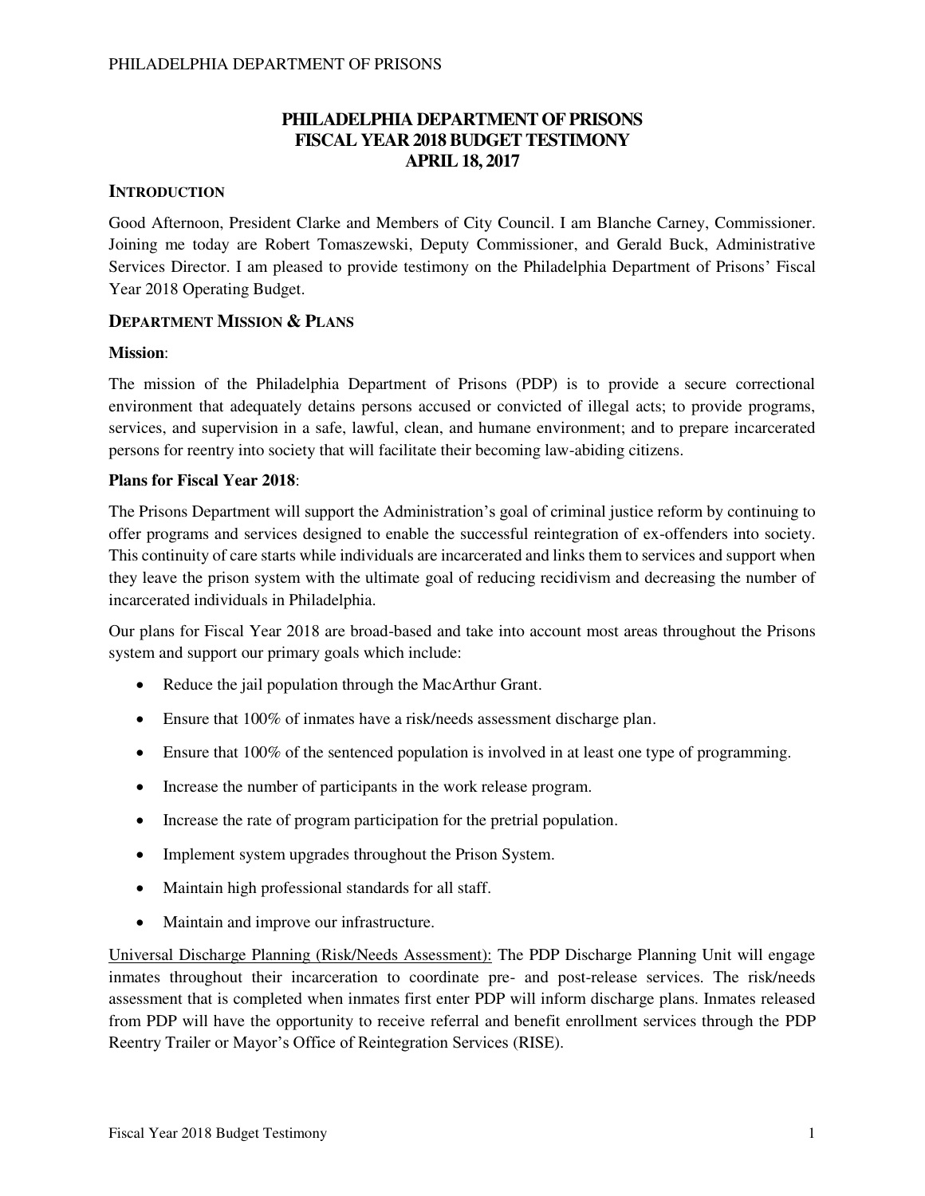# PHILADELPHIA DEPARTMENT OF PRISONS
# FISCAL YEAR 2018 BUDGET TESTIMONY
# APRIL 18, 2017

## INTRODUCTION

Good Afternoon, President Clarke and Members of City Council. I am Blanche Carney, Commissioner. Joining me today are Robert Tomaszewski, Deputy Commissioner, and Gerald Buck, Administrative Services Director. I am pleased to provide testimony on the Philadelphia Department of Prisons' Fiscal Year 2018 Operating Budget.

## DEPARTMENT MISSION & PLANS

**Mission**:

The mission of the Philadelphia Department of Prisons (PDP) is to provide a secure correctional environment that adequately detains persons accused or convicted of illegal acts; to provide programs, services, and supervision in a safe, lawful, clean, and humane environment; and to prepare incarcerated persons for reentry into society that will facilitate their becoming law-abiding citizens.

**Plans for Fiscal Year 2018**:

The Prisons Department will support the Administration's goal of criminal justice reform by continuing to offer programs and services designed to enable the successful reintegration of ex-offenders into society. This continuity of care starts while individuals are incarcerated and links them to services and support when they leave the prison system with the ultimate goal of reducing recidivism and decreasing the number of incarcerated individuals in Philadelphia.

Our plans for Fiscal Year 2018 are broad-based and take into account most areas throughout the Prisons system and support our primary goals which include:

- Reduce the jail population through the MacArthur Grant.
- Ensure that 100% of inmates have a risk/needs assessment discharge plan.
- Ensure that 100% of the sentenced population is involved in at least one type of programming.
- Increase the number of participants in the work release program.
- Increase the rate of program participation for the pretrial population.
- Implement system upgrades throughout the Prison System.
- Maintain high professional standards for all staff.
- Maintain and improve our infrastructure.

<u>Universal Discharge Planning (Risk/Needs Assessment):</u> The PDP Discharge Planning Unit will engage inmates throughout their incarceration to coordinate pre- and post-release services. The risk/needs assessment that is completed when inmates first enter PDP will inform discharge plans. Inmates released from PDP will have the opportunity to receive referral and benefit enrollment services through the PDP Reentry Trailer or Mayor's Office of Reintegration Services (RISE).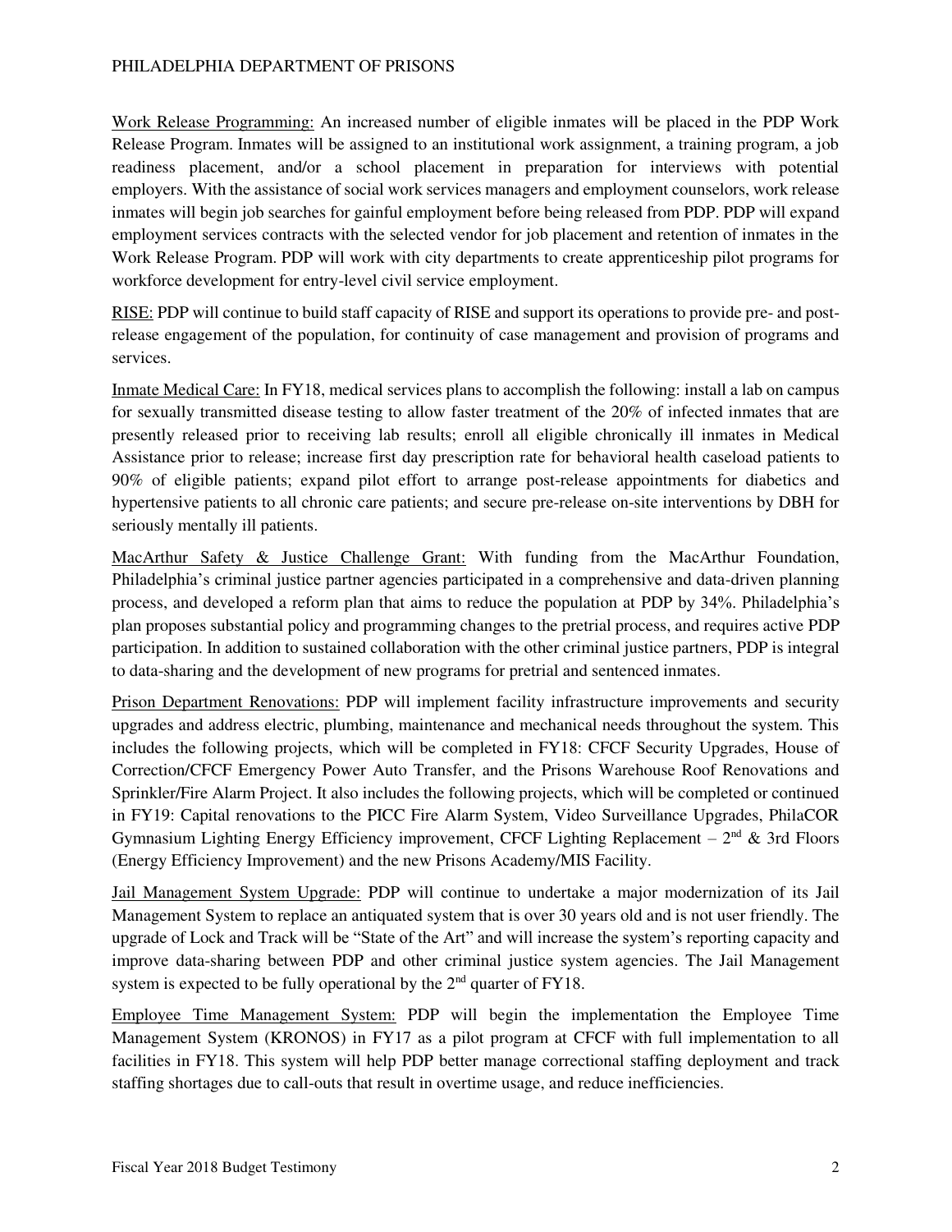Work Release Programming: An increased number of eligible inmates will be placed in the PDP Work Release Program. Inmates will be assigned to an institutional work assignment, a training program, a job readiness placement, and/or a school placement in preparation for interviews with potential employers. With the assistance of social work services managers and employment counselors, work release inmates will begin job searches for gainful employment before being released from PDP. PDP will expand employment services contracts with the selected vendor for job placement and retention of inmates in the Work Release Program. PDP will work with city departments to create apprenticeship pilot programs for workforce development for entry-level civil service employment.

RISE: PDP will continue to build staff capacity of RISE and support its operations to provide pre- and post-release engagement of the population, for continuity of case management and provision of programs and services.

Inmate Medical Care: In FY18, medical services plans to accomplish the following: install a lab on campus for sexually transmitted disease testing to allow faster treatment of the 20% of infected inmates that are presently released prior to receiving lab results; enroll all eligible chronically ill inmates in Medical Assistance prior to release; increase first day prescription rate for behavioral health caseload patients to 90% of eligible patients; expand pilot effort to arrange post-release appointments for diabetics and hypertensive patients to all chronic care patients; and secure pre-release on-site interventions by DBH for seriously mentally ill patients.

MacArthur Safety & Justice Challenge Grant: With funding from the MacArthur Foundation, Philadelphia's criminal justice partner agencies participated in a comprehensive and data-driven planning process, and developed a reform plan that aims to reduce the population at PDP by 34%. Philadelphia's plan proposes substantial policy and programming changes to the pretrial process, and requires active PDP participation. In addition to sustained collaboration with the other criminal justice partners, PDP is integral to data-sharing and the development of new programs for pretrial and sentenced inmates.

Prison Department Renovations: PDP will implement facility infrastructure improvements and security upgrades and address electric, plumbing, maintenance and mechanical needs throughout the system. This includes the following projects, which will be completed in FY18: CFCF Security Upgrades, House of Correction/CFCF Emergency Power Auto Transfer, and the Prisons Warehouse Roof Renovations and Sprinkler/Fire Alarm Project. It also includes the following projects, which will be completed or continued in FY19: Capital renovations to the PICC Fire Alarm System, Video Surveillance Upgrades, PhilaCOR Gymnasium Lighting Energy Efficiency improvement, CFCF Lighting Replacement – 2nd & 3rd Floors (Energy Efficiency Improvement) and the new Prisons Academy/MIS Facility.

Jail Management System Upgrade: PDP will continue to undertake a major modernization of its Jail Management System to replace an antiquated system that is over 30 years old and is not user friendly. The upgrade of Lock and Track will be "State of the Art" and will increase the system's reporting capacity and improve data-sharing between PDP and other criminal justice system agencies. The Jail Management system is expected to be fully operational by the 2nd quarter of FY18.

Employee Time Management System: PDP will begin the implementation the Employee Time Management System (KRONOS) in FY17 as a pilot program at CFCF with full implementation to all facilities in FY18. This system will help PDP better manage correctional staffing deployment and track staffing shortages due to call-outs that result in overtime usage, and reduce inefficiencies.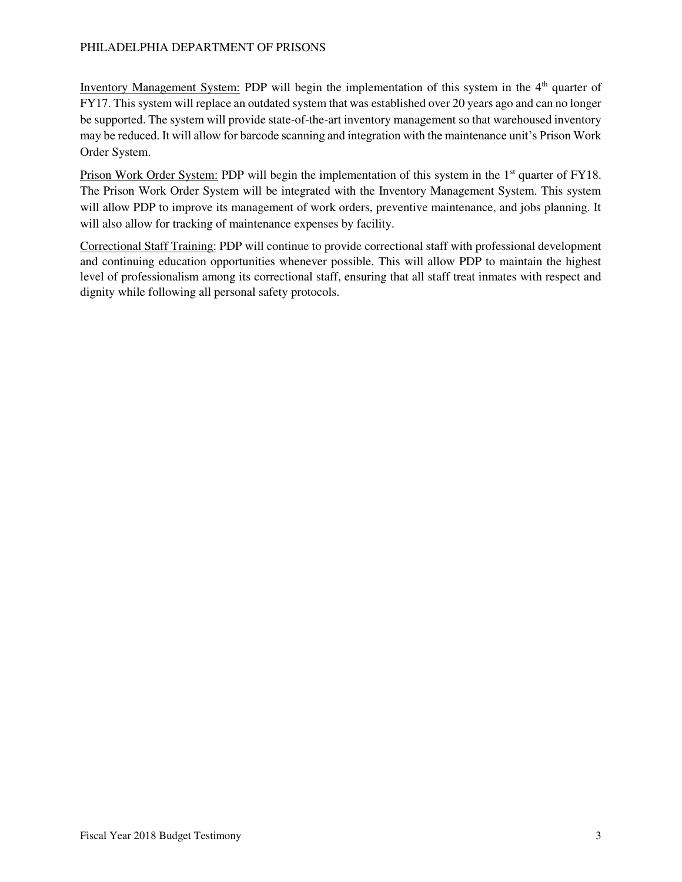Inventory Management System: PDP will begin the implementation of this system in the 4th quarter of FY17. This system will replace an outdated system that was established over 20 years ago and can no longer be supported. The system will provide state-of-the-art inventory management so that warehoused inventory may be reduced. It will allow for barcode scanning and integration with the maintenance unit's Prison Work Order System.

Prison Work Order System: PDP will begin the implementation of this system in the 1st quarter of FY18. The Prison Work Order System will be integrated with the Inventory Management System. This system will allow PDP to improve its management of work orders, preventive maintenance, and jobs planning. It will also allow for tracking of maintenance expenses by facility.

Correctional Staff Training: PDP will continue to provide correctional staff with professional development and continuing education opportunities whenever possible. This will allow PDP to maintain the highest level of professionalism among its correctional staff, ensuring that all staff treat inmates with respect and dignity while following all personal safety protocols.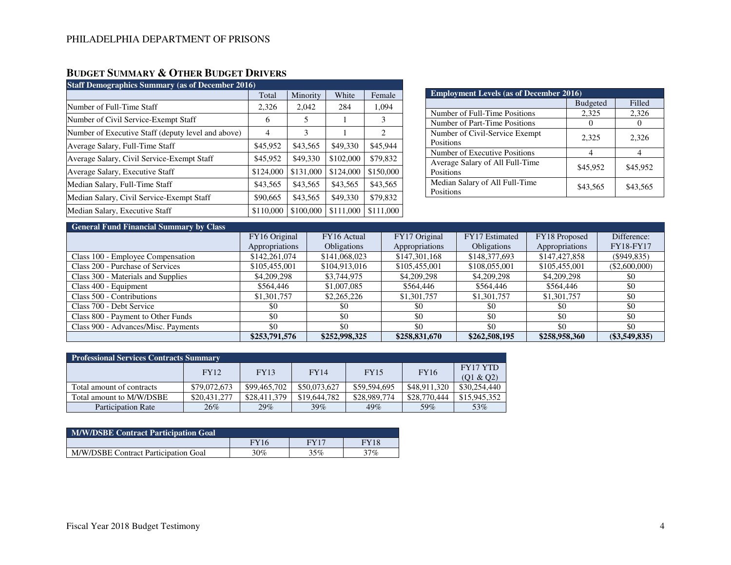## BUDGET SUMMARY & OTHER BUDGET DRIVERS

| Staff Demographics Summary (as of December 2016) | | | | |
|---|---|---|---|---|
| | Total | Minority | White | Female |
| Number of Full-Time Staff | 2,326 | 2,042 | 284 | 1,094 |
| Number of Civil Service-Exempt Staff | 6 | 5 | 1 | 3 |
| Number of Executive Staff (deputy level and above) | 4 | 3 | 1 | 2 |
| Average Salary, Full-Time Staff | $45,952 | $43,565 | $49,330 | $45,944 |
| Average Salary, Civil Service-Exempt Staff | $45,952 | $49,330 | $102,000 | $79,832 |
| Average Salary, Executive Staff | $124,000 | $131,000 | $124,000 | $150,000 |
| Median Salary, Full-Time Staff | $43,565 | $43,565 | $43,565 | $43,565 |
| Median Salary, Civil Service-Exempt Staff | $90,665 | $43,565 | $49,330 | $79,832 |
| Median Salary, Executive Staff | $110,000 | $100,000 | $111,000 | $111,000 |

| Employment Levels (as of December 2016) | | |
|---|---|---|
| | Budgeted | Filled |
| Number of Full-Time Positions | 2,325 | 2,326 |
| Number of Part-Time Positions | 0 | 0 |
| Number of Civil-Service Exempt Positions | 2,325 | 2,326 |
| Number of Executive Positions | 4 | 4 |
| Average Salary of All Full-Time Positions | $45,952 | $45,952 |
| Median Salary of All Full-Time Positions | $43,565 | $43,565 |

| General Fund Financial Summary by Class | | | | | | |
|---|---|---|---|---|---|---|
| | FY16 Original Appropriations | FY16 Actual Obligations | FY17 Original Appropriations | FY17 Estimated Obligations | FY18 Proposed Appropriations | Difference: FY18-FY17 |
| Class 100 - Employee Compensation | $142,261,074 | $141,068,023 | $147,301,168 | $148,377,693 | $147,427,858 | ($949,835) |
| Class 200 - Purchase of Services | $105,455,001 | $104,913,016 | $105,455,001 | $108,055,001 | $105,455,001 | ($2,600,000) |
| Class 300 - Materials and Supplies | $4,209,298 | $3,744,975 | $4,209,298 | $4,209,298 | $4,209,298 | $0 |
| Class 400 - Equipment | $564,446 | $1,007,085 | $564,446 | $564,446 | $564,446 | $0 |
| Class 500 - Contributions | $1,301,757 | $2,265,226 | $1,301,757 | $1,301,757 | $1,301,757 | $0 |
| Class 700 - Debt Service | $0 | $0 | $0 | $0 | $0 | $0 |
| Class 800 - Payment to Other Funds | $0 | $0 | $0 | $0 | $0 | $0 |
| Class 900 - Advances/Misc. Payments | $0 | $0 | $0 | $0 | $0 | $0 |
| | **$253,791,576** | **$252,998,325** | **$258,831,670** | **$262,508,195** | **$258,958,360** | **($3,549,835)** |

| Professional Services Contracts Summary | | | | | | |
|---|---|---|---|---|---|---|
| | FY12 | FY13 | FY14 | FY15 | FY16 | FY17 YTD (Q1 & Q2) |
| Total amount of contracts | $79,072,673 | $99,465,702 | $50,073,627 | $59,594,695 | $48,911,320 | $30,254,440 |
| Total amount to M/W/DSBE | $20,431,277 | $28,411,379 | $19,644,782 | $28,989,774 | $28,770,444 | $15,945,352 |
| Participation Rate | 26% | 29% | 39% | 49% | 59% | 53% |

| M/W/DSBE Contract Participation Goal | | | |
|---|---|---|---|
| | FY16 | FY17 | FY18 |
| M/W/DSBE Contract Participation Goal | 30% | 35% | 37% |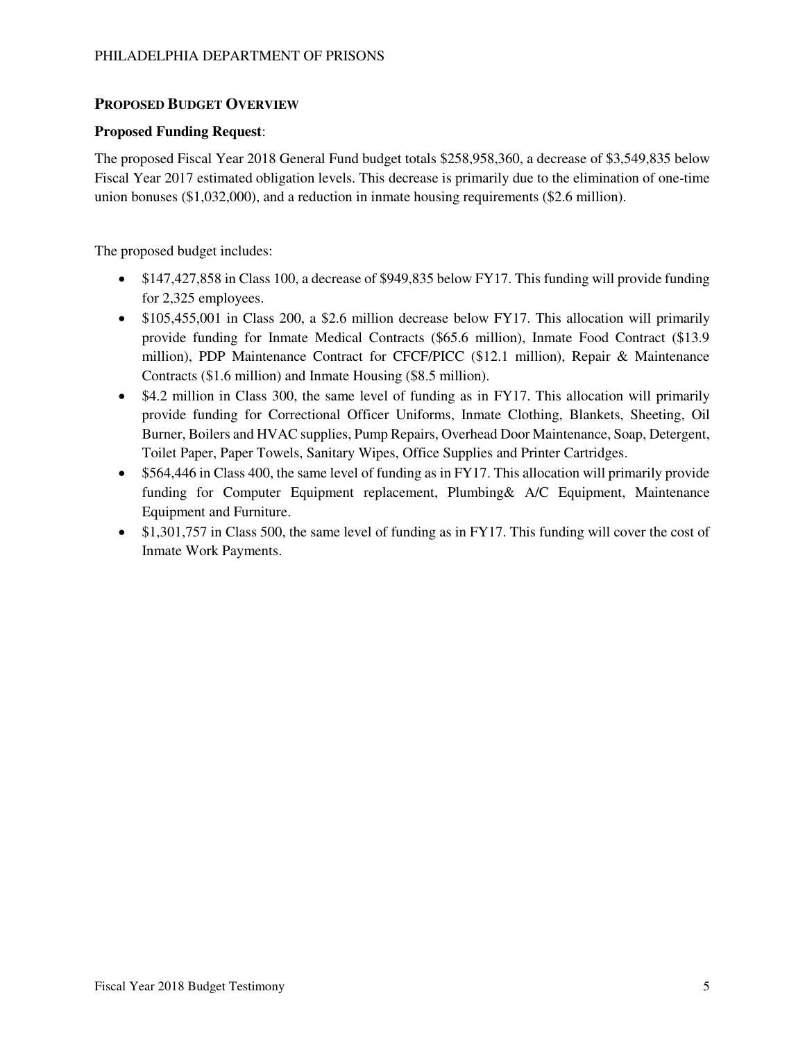## PROPOSED BUDGET OVERVIEW

**Proposed Funding Request**:

The proposed Fiscal Year 2018 General Fund budget totals $258,958,360, a decrease of $3,549,835 below Fiscal Year 2017 estimated obligation levels. This decrease is primarily due to the elimination of one-time union bonuses ($1,032,000), and a reduction in inmate housing requirements ($2.6 million).

The proposed budget includes:

- $147,427,858 in Class 100, a decrease of $949,835 below FY17. This funding will provide funding for 2,325 employees.
- $105,455,001 in Class 200, a $2.6 million decrease below FY17. This allocation will primarily provide funding for Inmate Medical Contracts ($65.6 million), Inmate Food Contract ($13.9 million), PDP Maintenance Contract for CFCF/PICC ($12.1 million), Repair & Maintenance Contracts ($1.6 million) and Inmate Housing ($8.5 million).
- $4.2 million in Class 300, the same level of funding as in FY17. This allocation will primarily provide funding for Correctional Officer Uniforms, Inmate Clothing, Blankets, Sheeting, Oil Burner, Boilers and HVAC supplies, Pump Repairs, Overhead Door Maintenance, Soap, Detergent, Toilet Paper, Paper Towels, Sanitary Wipes, Office Supplies and Printer Cartridges.
- $564,446 in Class 400, the same level of funding as in FY17. This allocation will primarily provide funding for Computer Equipment replacement, Plumbing& A/C Equipment, Maintenance Equipment and Furniture.
- $1,301,757 in Class 500, the same level of funding as in FY17. This funding will cover the cost of Inmate Work Payments.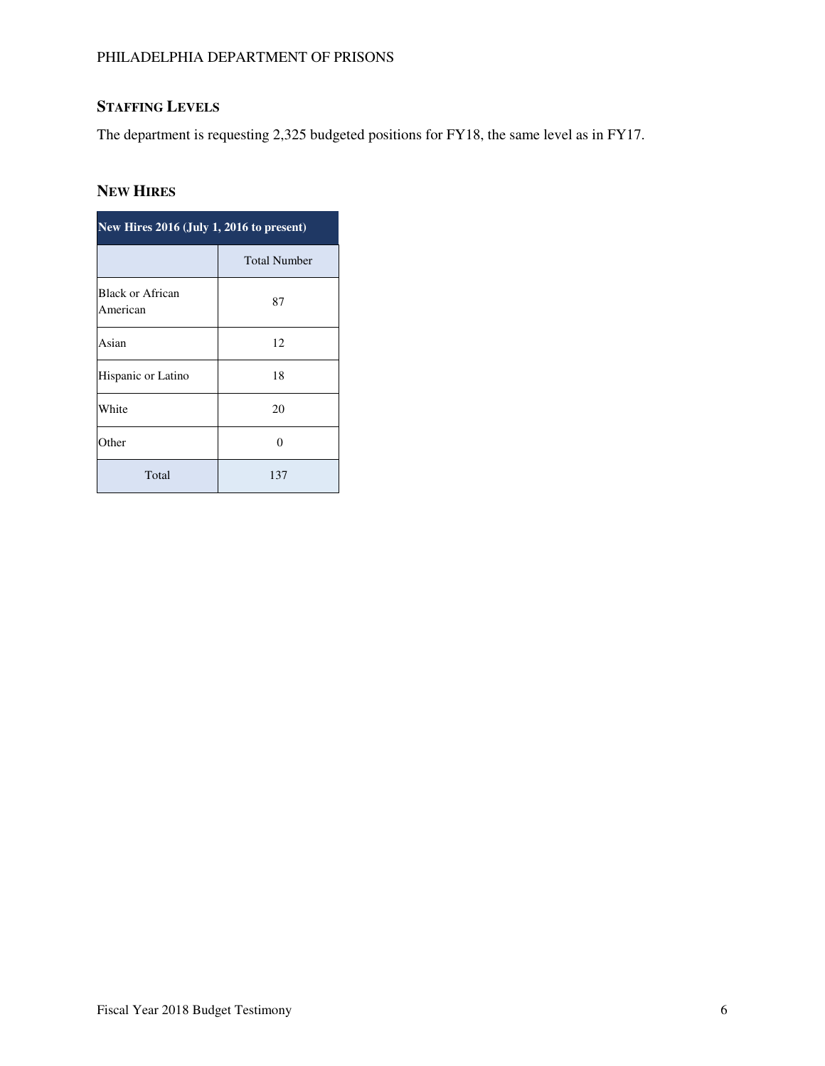## STAFFING LEVELS

The department is requesting 2,325 budgeted positions for FY18, the same level as in FY17.

## NEW HIRES

| New Hires 2016 (July 1, 2016 to present) | |
|---|---|
| | Total Number |
| Black or African American | 87 |
| Asian | 12 |
| Hispanic or Latino | 18 |
| White | 20 |
| Other | 0 |
| Total | 137 |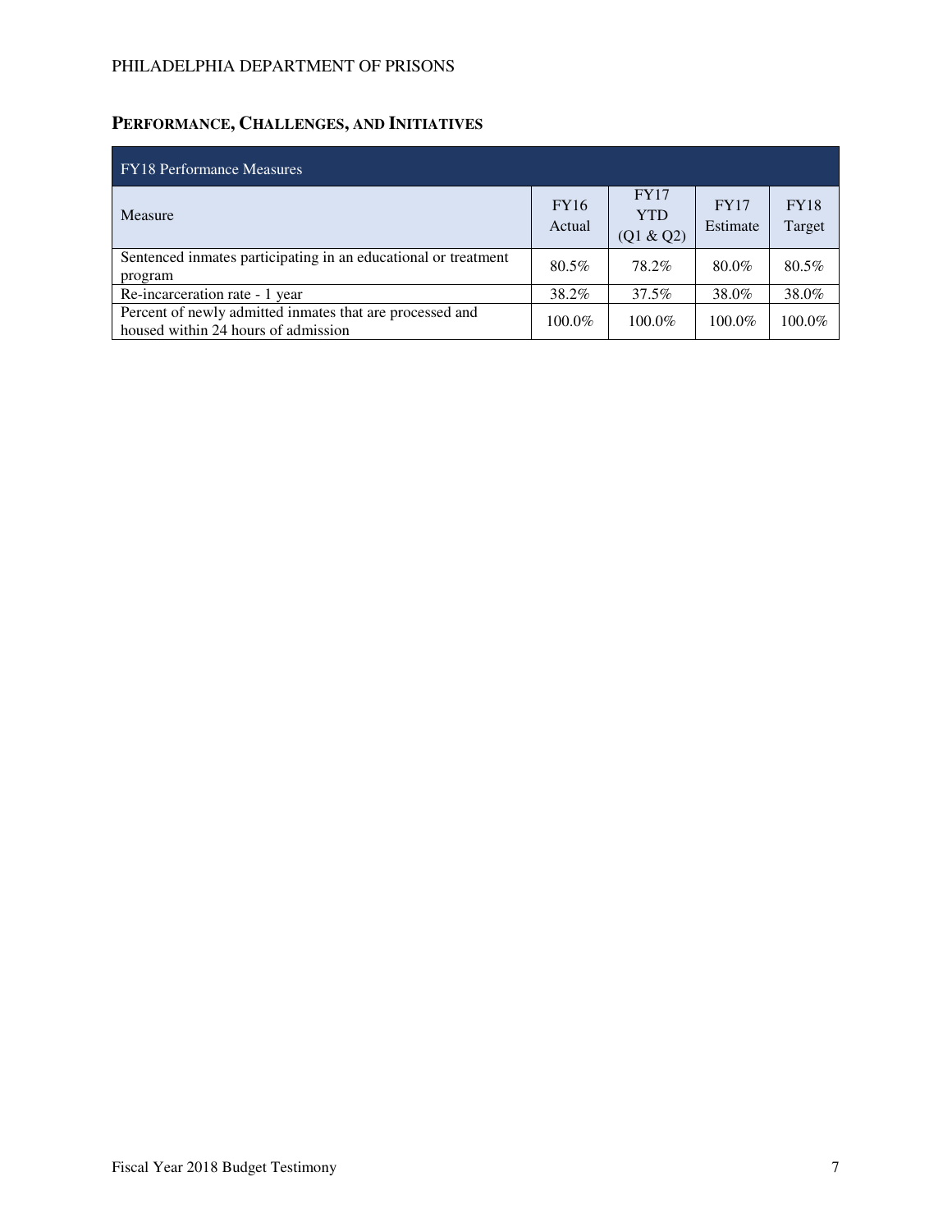## PERFORMANCE, CHALLENGES, AND INITIATIVES

| FY18 Performance Measures | | | | |
|---|---|---|---|---|
| Measure | FY16 Actual | FY17 YTD (Q1 & Q2) | FY17 Estimate | FY18 Target |
| Sentenced inmates participating in an educational or treatment program | 80.5% | 78.2% | 80.0% | 80.5% |
| Re-incarceration rate - 1 year | 38.2% | 37.5% | 38.0% | 38.0% |
| Percent of newly admitted inmates that are processed and housed within 24 hours of admission | 100.0% | 100.0% | 100.0% | 100.0% |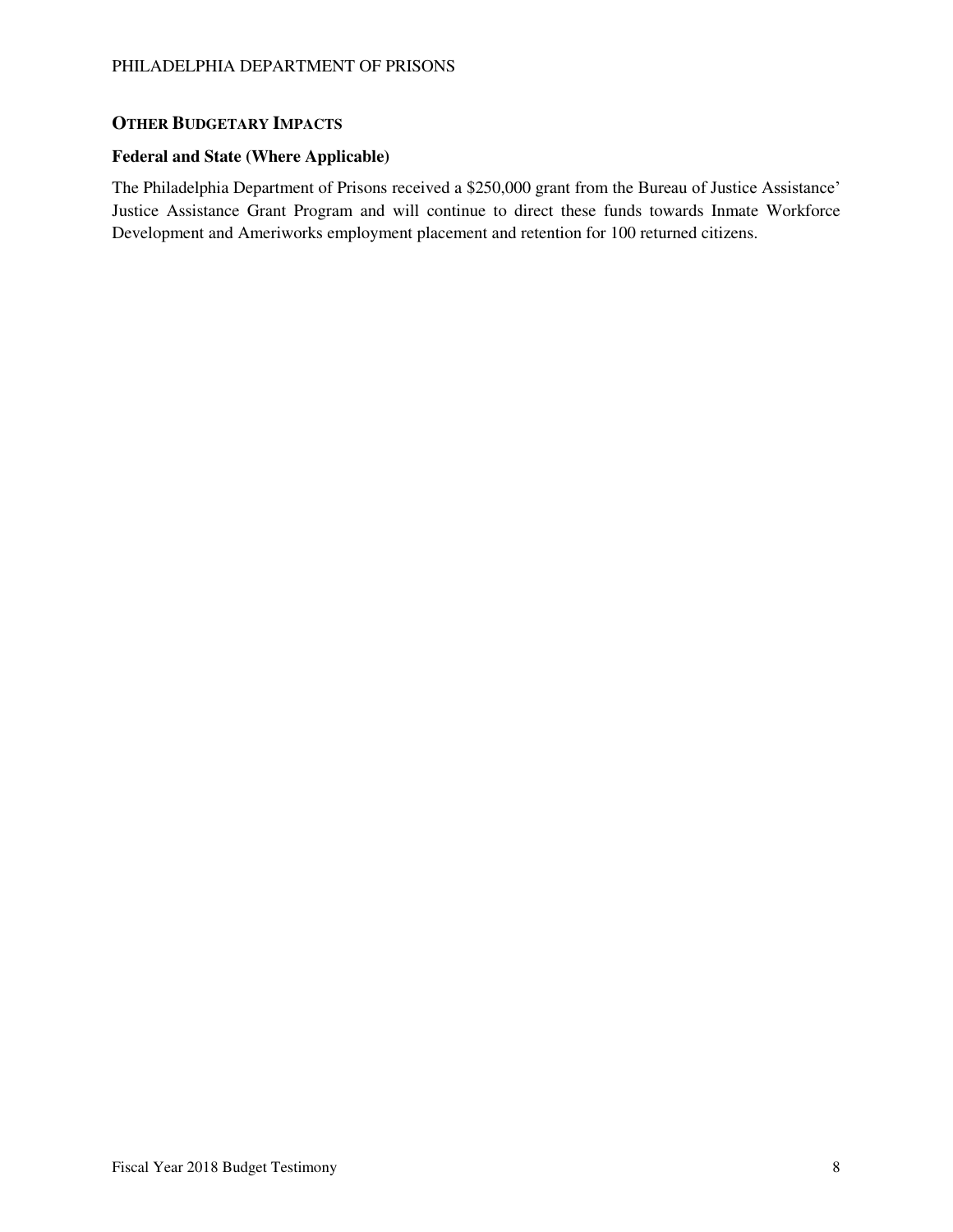## Other Budgetary Impacts

### Federal and State (Where Applicable)

The Philadelphia Department of Prisons received a $250,000 grant from the Bureau of Justice Assistance' Justice Assistance Grant Program and will continue to direct these funds towards Inmate Workforce Development and Ameriworks employment placement and retention for 100 returned citizens.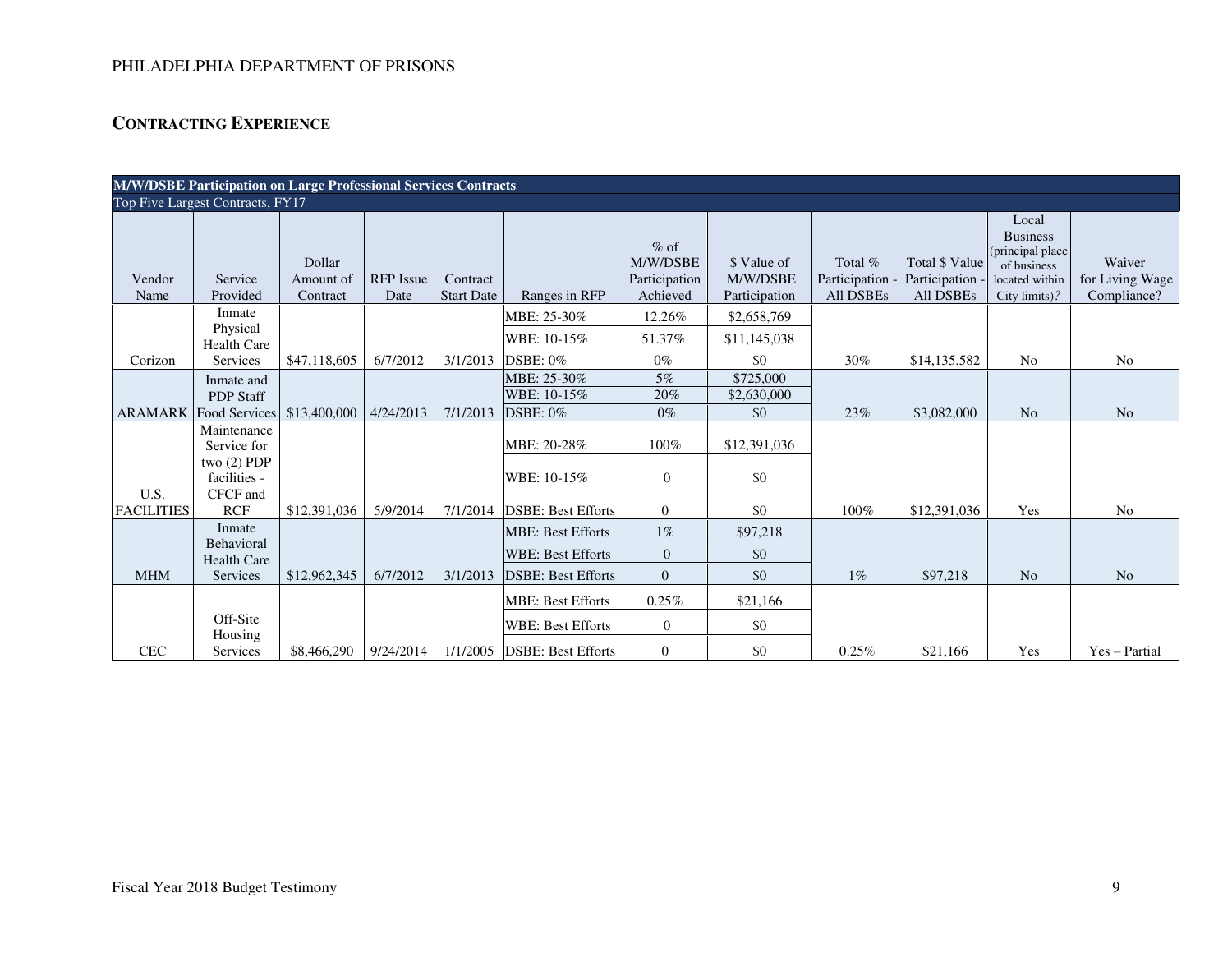PHILADELPHIA DEPARTMENT OF PRISONS

## CONTRACTING EXPERIENCE

| M/W/DSBE Participation on Large Professional Services Contracts | | | | | | | | | | | |
|---|---|---|---|---|---|---|---|---|---|---|---|
| Top Five Largest Contracts, FY17 | | | | | | | | | | | |
| Vendor Name | Service Provided | Dollar Amount of Contract | RFP Issue Date | Contract Start Date | Ranges in RFP | % of M/W/DSBE Participation Achieved | $ Value of M/W/DSBE Participation | Total % Participation - All DSBEs | Total $ Value Participation - All DSBEs | Local Business (principal place of business located within City limits)? | Waiver for Living Wage Compliance? |
| Corizon | Inmate Physical Health Care Services | $47,118,605 | 6/7/2012 | 3/1/2013 | MBE: 25-30% | 12.26% | $2,658,769 | 30% | $14,135,582 | No | No |
| | | | | | WBE: 10-15% | 51.37% | $11,145,038 | | | | |
| | | | | | DSBE: 0% | 0% | $0 | | | | |
| ARAMARK | Inmate and PDP Staff Food Services | $13,400,000 | 4/24/2013 | 7/1/2013 | MBE: 25-30% | 5% | $725,000 | 23% | $3,082,000 | No | No |
| | | | | | WBE: 10-15% | 20% | $2,630,000 | | | | |
| | | | | | DSBE: 0% | 0% | $0 | | | | |
| U.S. FACILITIES | Maintenance Service for two (2) PDP facilities - CFCF and RCF | $12,391,036 | 5/9/2014 | 7/1/2014 | MBE: 20-28% | 100% | $12,391,036 | 100% | $12,391,036 | Yes | No |
| | | | | | WBE: 10-15% | 0 | $0 | | | | |
| | | | | | DSBE: Best Efforts | 0 | $0 | | | | |
| MHM | Inmate Behavioral Health Care Services | $12,962,345 | 6/7/2012 | 3/1/2013 | MBE: Best Efforts | 1% | $97,218 | 1% | $97,218 | No | No |
| | | | | | WBE: Best Efforts | 0 | $0 | | | | |
| | | | | | DSBE: Best Efforts | 0 | $0 | | | | |
| CEC | Off-Site Housing Services | $8,466,290 | 9/24/2014 | 1/1/2005 | MBE: Best Efforts | 0.25% | $21,166 | 0.25% | $21,166 | Yes | Yes – Partial |
| | | | | | WBE: Best Efforts | 0 | $0 | | | | |
| | | | | | DSBE: Best Efforts | 0 | $0 | | | | |

Fiscal Year 2018 Budget Testimony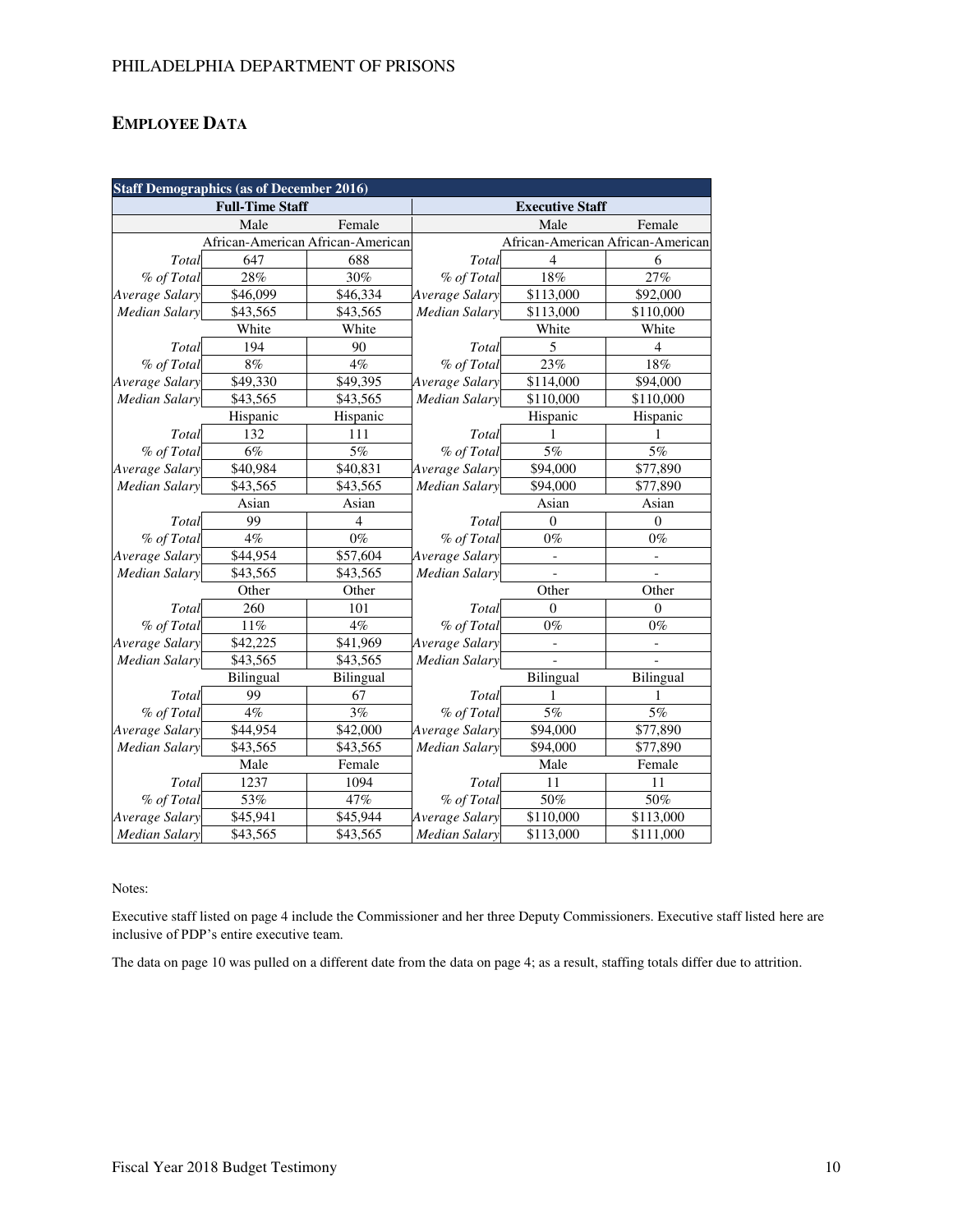## EMPLOYEE DATA

| Staff Demographics (as of December 2016) | | | | | |
|---|---|---|---|---|---|
| Full-Time Staff | | | Executive Staff | | |
| | Male | Female | | Male | Female |
| | African-American | African-American | | African-American | African-American |
| *Total* | 647 | 688 | *Total* | 4 | 6 |
| *% of Total* | 28% | 30% | *% of Total* | 18% | 27% |
| *Average Salary* | $46,099 | $46,334 | *Average Salary* | $113,000 | $92,000 |
| *Median Salary* | $43,565 | $43,565 | *Median Salary* | $113,000 | $110,000 |
| | White | White | | White | White |
| *Total* | 194 | 90 | *Total* | 5 | 4 |
| *% of Total* | 8% | 4% | *% of Total* | 23% | 18% |
| *Average Salary* | $49,330 | $49,395 | *Average Salary* | $114,000 | $94,000 |
| *Median Salary* | $43,565 | $43,565 | *Median Salary* | $110,000 | $110,000 |
| | Hispanic | Hispanic | | Hispanic | Hispanic |
| *Total* | 132 | 111 | *Total* | 1 | 1 |
| *% of Total* | 6% | 5% | *% of Total* | 5% | 5% |
| *Average Salary* | $40,984 | $40,831 | *Average Salary* | $94,000 | $77,890 |
| *Median Salary* | $43,565 | $43,565 | *Median Salary* | $94,000 | $77,890 |
| | Asian | Asian | | Asian | Asian |
| *Total* | 99 | 4 | *Total* | 0 | 0 |
| *% of Total* | 4% | 0% | *% of Total* | 0% | 0% |
| *Average Salary* | $44,954 | $57,604 | *Average Salary* | - | - |
| *Median Salary* | $43,565 | $43,565 | *Median Salary* | - | - |
| | Other | Other | | Other | Other |
| *Total* | 260 | 101 | *Total* | 0 | 0 |
| *% of Total* | 11% | 4% | *% of Total* | 0% | 0% |
| *Average Salary* | $42,225 | $41,969 | *Average Salary* | - | - |
| *Median Salary* | $43,565 | $43,565 | *Median Salary* | - | - |
| | Bilingual | Bilingual | | Bilingual | Bilingual |
| *Total* | 99 | 67 | *Total* | 1 | 1 |
| *% of Total* | 4% | 3% | *% of Total* | 5% | 5% |
| *Average Salary* | $44,954 | $42,000 | *Average Salary* | $94,000 | $77,890 |
| *Median Salary* | $43,565 | $43,565 | *Median Salary* | $94,000 | $77,890 |
| | Male | Female | | Male | Female |
| *Total* | 1237 | 1094 | *Total* | 11 | 11 |
| *% of Total* | 53% | 47% | *% of Total* | 50% | 50% |
| *Average Salary* | $45,941 | $45,944 | *Average Salary* | $110,000 | $113,000 |
| *Median Salary* | $43,565 | $43,565 | *Median Salary* | $113,000 | $111,000 |

Notes:

Executive staff listed on page 4 include the Commissioner and her three Deputy Commissioners. Executive staff listed here are inclusive of PDP's entire executive team.

The data on page 10 was pulled on a different date from the data on page 4; as a result, staffing totals differ due to attrition.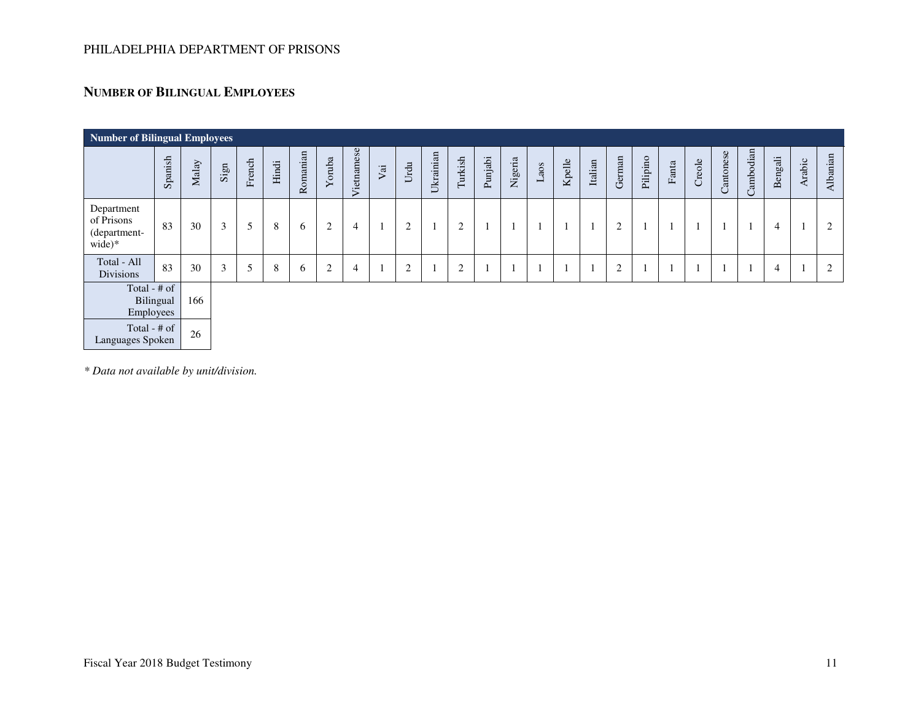PHILADELPHIA DEPARTMENT OF PRISONS

## NUMBER OF BILINGUAL EMPLOYEES

| Number of Bilingual Employees | | | | | | | | | | | | | | | | | | | | | | | | | | |
|---|---|---|---|---|---|---|---|---|---|---|---|---|---|---|---|---|---|---|---|---|---|---|---|---|---|---|
| | Spanish | Malay | Sign | French | Hindi | Romanian | Yoruba | Vietnamese | Vai | Urdu | Ukrainian | Turkish | Punjabi | Nigeria | Laos | Kpelle | Italian | German | Pilipino | Fanta | Creole | Cantonese | Cambodian | Bengali | Arabic | Albanian |
| Department of Prisons (department-wide)* | 83 | 30 | 3 | 5 | 8 | 6 | 2 | 4 | 1 | 2 | 1 | 2 | 1 | 1 | 1 | 1 | 1 | 2 | 1 | 1 | 1 | 1 | 1 | 4 | 1 | 2 |
| Total - All Divisions | 83 | 30 | 3 | 5 | 8 | 6 | 2 | 4 | 1 | 2 | 1 | 2 | 1 | 1 | 1 | 1 | 1 | 2 | 1 | 1 | 1 | 1 | 1 | 4 | 1 | 2 |
| Total - # of Bilingual Employees | 166 | | | | | | | | | | | | | | | | | | | | | | | | | |
| Total - # of Languages Spoken | 26 | | | | | | | | | | | | | | | | | | | | | | | | | |

*\* Data not available by unit/division.*